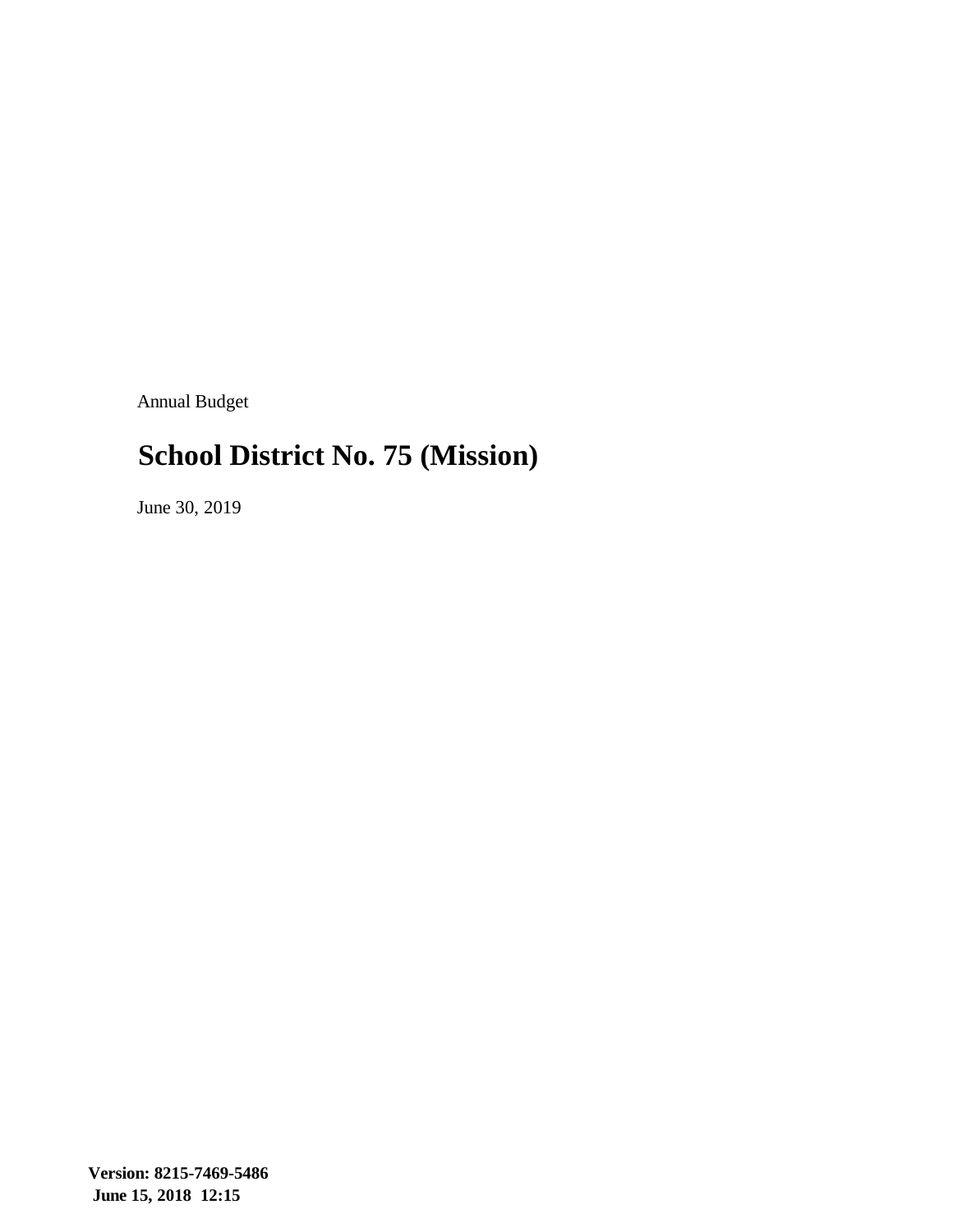Annual Budget

# School District No. 75 (Mission)

June 30, 2019

**Version: 8215-7469-5486**
**June 15, 2018 12:15**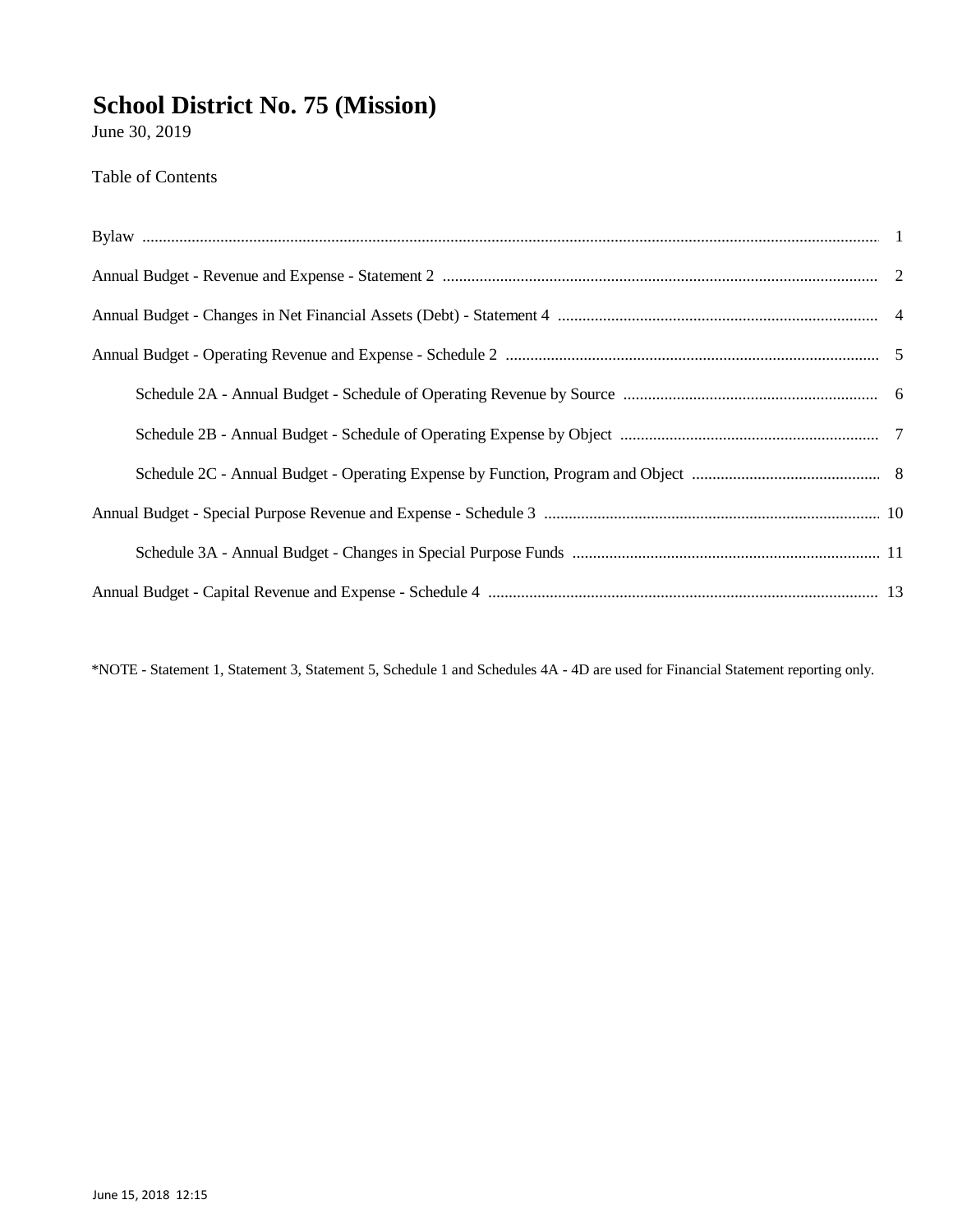# School District No. 75 (Mission)

June 30, 2019

Table of Contents

| | |
|---|---|
| Bylaw | 1 |
| Annual Budget - Revenue and Expense - Statement 2 | 2 |
| Annual Budget - Changes in Net Financial Assets (Debt) - Statement 4 | 4 |
| Annual Budget - Operating Revenue and Expense - Schedule 2 | 5 |
| Schedule 2A - Annual Budget - Schedule of Operating Revenue by Source | 6 |
| Schedule 2B - Annual Budget - Schedule of Operating Expense by Object | 7 |
| Schedule 2C - Annual Budget - Operating Expense by Function, Program and Object | 8 |
| Annual Budget - Special Purpose Revenue and Expense - Schedule 3 | 10 |
| Schedule 3A - Annual Budget - Changes in Special Purpose Funds | 11 |
| Annual Budget - Capital Revenue and Expense - Schedule 4 | 13 |

*NOTE - Statement 1, Statement 3, Statement 5, Schedule 1 and Schedules 4A - 4D are used for Financial Statement reporting only.

June 15, 2018 12:15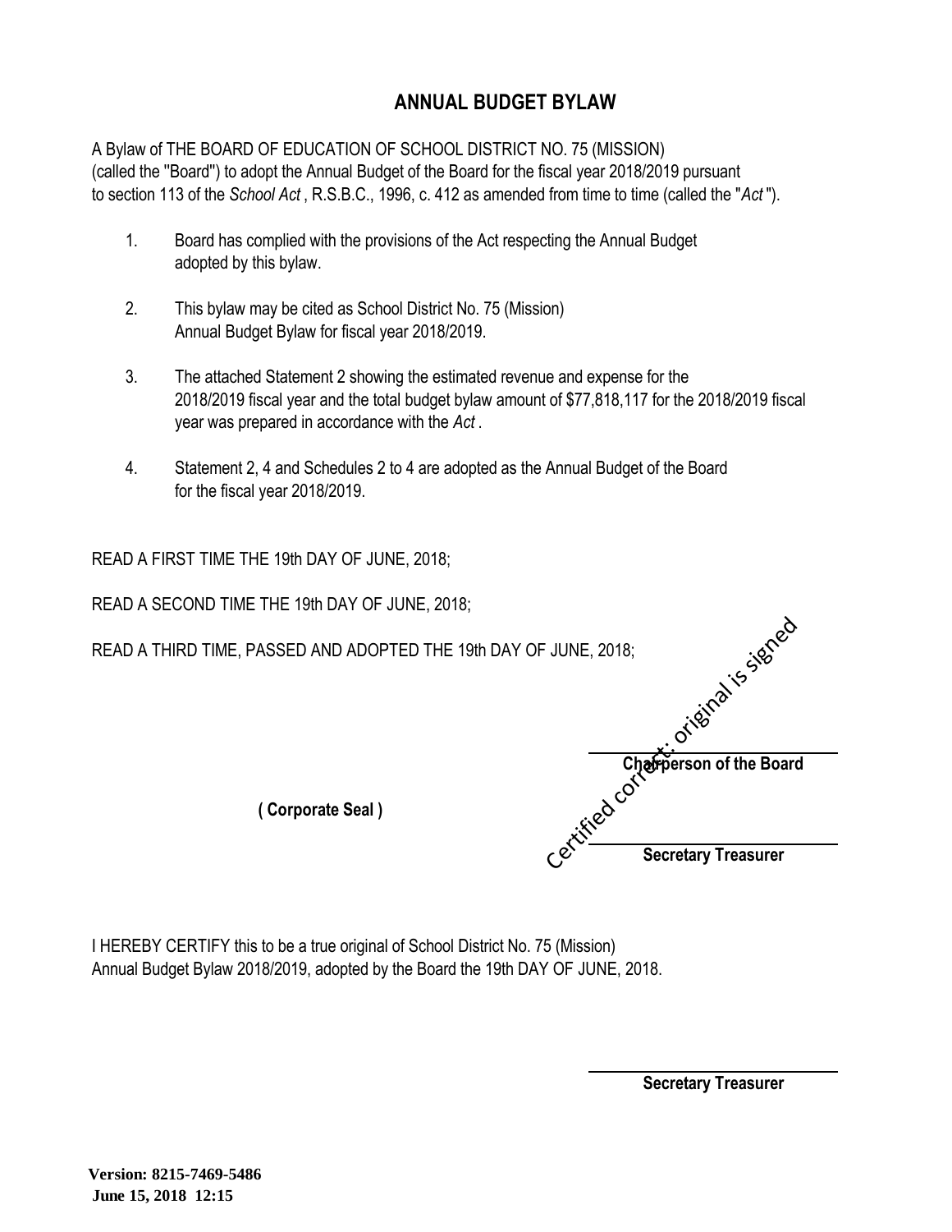# ANNUAL BUDGET BYLAW

A Bylaw of THE BOARD OF EDUCATION OF SCHOOL DISTRICT NO. 75 (MISSION) (called the "Board") to adopt the Annual Budget of the Board for the fiscal year 2018/2019 pursuant to section 113 of the *School Act* , R.S.B.C., 1996, c. 412 as amended from time to time (called the "*Act* ").

1. Board has complied with the provisions of the Act respecting the Annual Budget adopted by this bylaw.

2. This bylaw may be cited as School District No. 75 (Mission) Annual Budget Bylaw for fiscal year 2018/2019.

3. The attached Statement 2 showing the estimated revenue and expense for the 2018/2019 fiscal year and the total budget bylaw amount of $77,818,117 for the 2018/2019 fiscal year was prepared in accordance with the *Act* .

4. Statement 2, 4 and Schedules 2 to 4 are adopted as the Annual Budget of the Board for the fiscal year 2018/2019.

READ A FIRST TIME THE 19th DAY OF JUNE, 2018;

READ A SECOND TIME THE 19th DAY OF JUNE, 2018;

READ A THIRD TIME, PASSED AND ADOPTED THE 19th DAY OF JUNE, 2018;

Certified correct: original is signed

**Chairperson of the Board**

**( Corporate Seal )**

**Secretary Treasurer**

I HEREBY CERTIFY this to be a true original of School District No. 75 (Mission) Annual Budget Bylaw 2018/2019, adopted by the Board the 19th DAY OF JUNE, 2018.

**Secretary Treasurer**

**Version: 8215-7469-5486**
**June 15, 2018 12:15**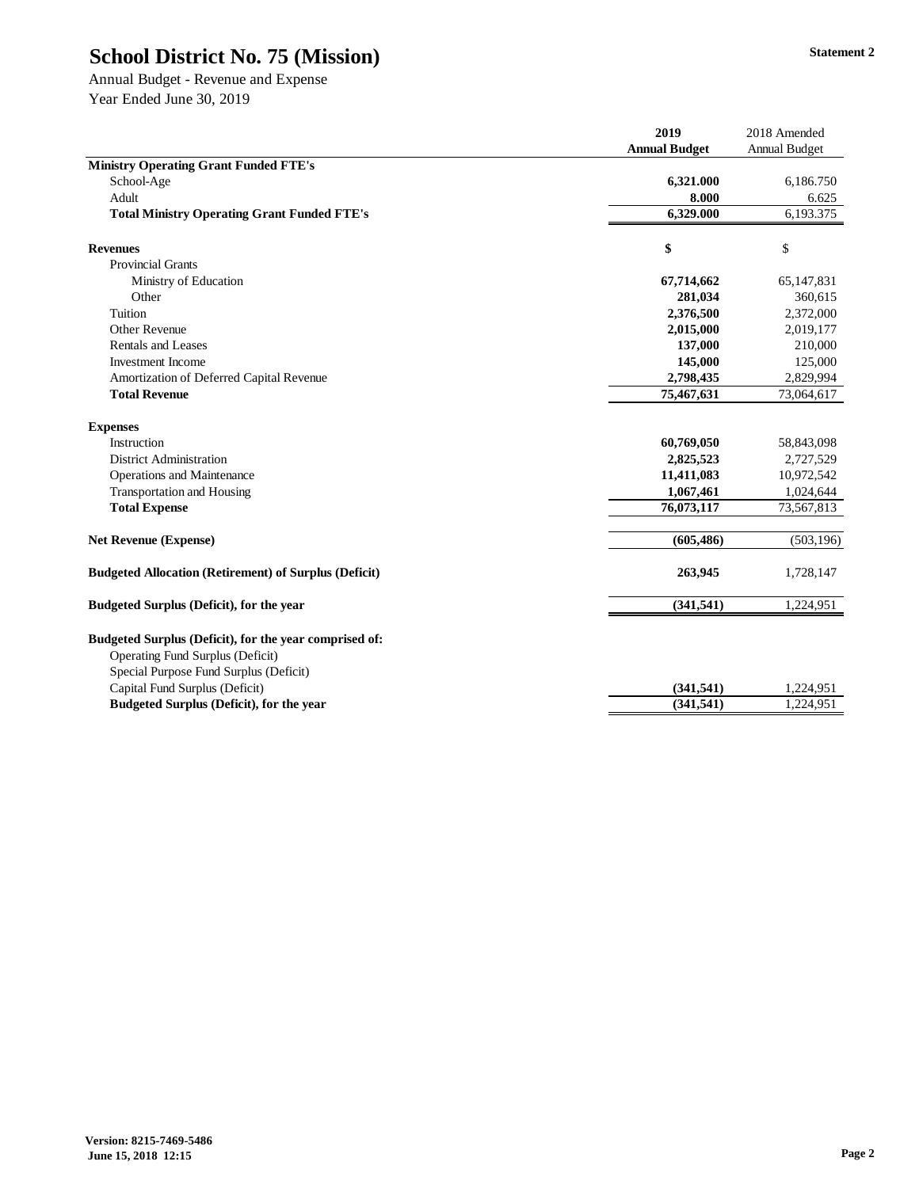# School District No. 75 (Mission)

**Statement 2**

Annual Budget - Revenue and Expense
Year Ended June 30, 2019

| | 2019 Annual Budget | 2018 Amended Annual Budget |
|---|---|---|
| **Ministry Operating Grant Funded FTE's** | | |
| School-Age | **6,321.000** | 6,186.750 |
| Adult | **8.000** | 6.625 |
| **Total Ministry Operating Grant Funded FTE's** | **6,329.000** | 6,193.375 |
| | | |
| **Revenues** | **$** | $ |
| Provincial Grants | | |
| Ministry of Education | **67,714,662** | 65,147,831 |
| Other | **281,034** | 360,615 |
| Tuition | **2,376,500** | 2,372,000 |
| Other Revenue | **2,015,000** | 2,019,177 |
| Rentals and Leases | **137,000** | 210,000 |
| Investment Income | **145,000** | 125,000 |
| Amortization of Deferred Capital Revenue | **2,798,435** | 2,829,994 |
| **Total Revenue** | **75,467,631** | 73,064,617 |
| | | |
| **Expenses** | | |
| Instruction | **60,769,050** | 58,843,098 |
| District Administration | **2,825,523** | 2,727,529 |
| Operations and Maintenance | **11,411,083** | 10,972,542 |
| Transportation and Housing | **1,067,461** | 1,024,644 |
| **Total Expense** | **76,073,117** | 73,567,813 |
| | | |
| **Net Revenue (Expense)** | **(605,486)** | (503,196) |
| | | |
| **Budgeted Allocation (Retirement) of Surplus (Deficit)** | **263,945** | 1,728,147 |
| | | |
| **Budgeted Surplus (Deficit), for the year** | **(341,541)** | 1,224,951 |
| | | |
| **Budgeted Surplus (Deficit), for the year comprised of:** | | |
| Operating Fund Surplus (Deficit) | | |
| Special Purpose Fund Surplus (Deficit) | | |
| Capital Fund Surplus (Deficit) | **(341,541)** | 1,224,951 |
| **Budgeted Surplus (Deficit), for the year** | **(341,541)** | 1,224,951 |

**Version: 8215-7469-5486**
**June 15, 2018 12:15**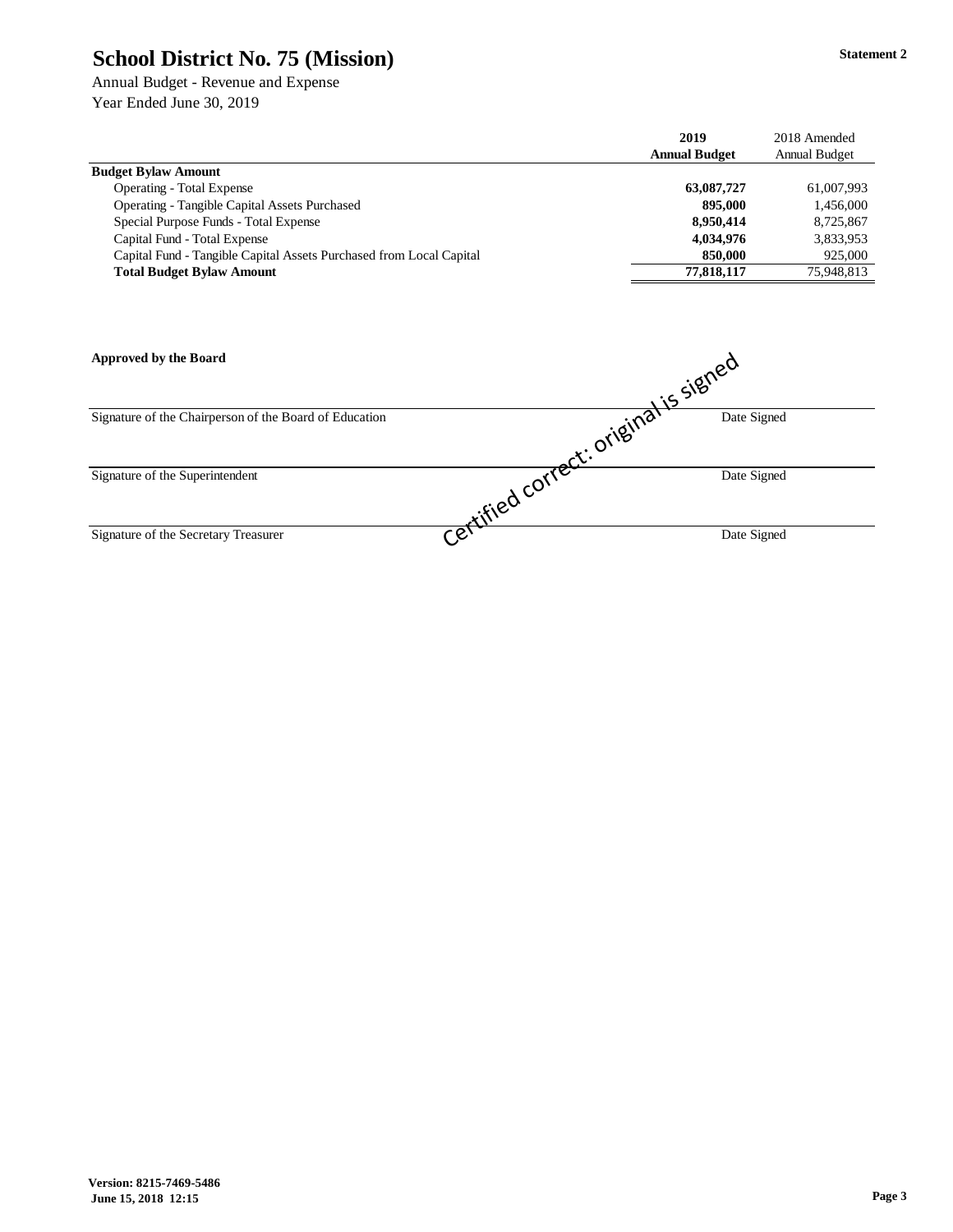# School District No. 75 (Mission)

Statement 2

Annual Budget - Revenue and Expense
Year Ended June 30, 2019

| | 2019 Annual Budget | 2018 Amended Annual Budget |
|---|---|---|
| **Budget Bylaw Amount** | | |
| Operating - Total Expense | **63,087,727** | 61,007,993 |
| Operating - Tangible Capital Assets Purchased | **895,000** | 1,456,000 |
| Special Purpose Funds - Total Expense | **8,950,414** | 8,725,867 |
| Capital Fund - Total Expense | **4,034,976** | 3,833,953 |
| Capital Fund - Tangible Capital Assets Purchased from Local Capital | **850,000** | 925,000 |
| **Total Budget Bylaw Amount** | **77,818,117** | 75,948,813 |

**Approved by the Board**

Certified correct: original is signed

Signature of the Chairperson of the Board of Education — Date Signed

Signature of the Superintendent — Date Signed

Signature of the Secretary Treasurer — Date Signed

Version: 8215-7469-5486
June 15, 2018 12:15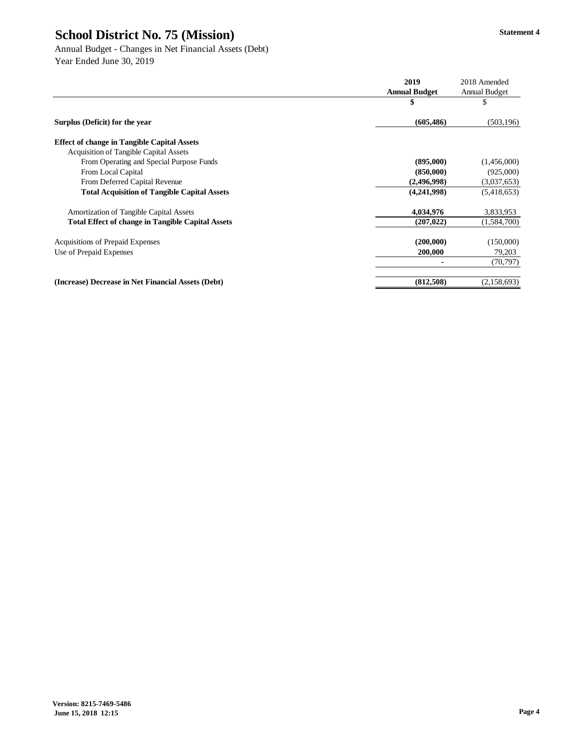# School District No. 75 (Mission)

**Statement 4**

Annual Budget - Changes in Net Financial Assets (Debt)
Year Ended June 30, 2019

| | **2019 Annual Budget** | 2018 Amended Annual Budget |
|---|---|---|
| | **$** | $ |
| **Surplus (Deficit) for the year** | **(605,486)** | (503,196) |
| **Effect of change in Tangible Capital Assets** | | |
| Acquisition of Tangible Capital Assets | | |
| From Operating and Special Purpose Funds | **(895,000)** | (1,456,000) |
| From Local Capital | **(850,000)** | (925,000) |
| From Deferred Capital Revenue | **(2,496,998)** | (3,037,653) |
| **Total Acquisition of Tangible Capital Assets** | **(4,241,998)** | (5,418,653) |
| Amortization of Tangible Capital Assets | **4,034,976** | 3,833,953 |
| **Total Effect of change in Tangible Capital Assets** | **(207,022)** | (1,584,700) |
| Acquisitions of Prepaid Expenses | **(200,000)** | (150,000) |
| Use of Prepaid Expenses | **200,000** | 79,203 |
| | **-** | (70,797) |
| **(Increase) Decrease in Net Financial Assets (Debt)** | **(812,508)** | (2,158,693) |

**Version: 8215-7469-5486**
**June 15, 2018 12:15**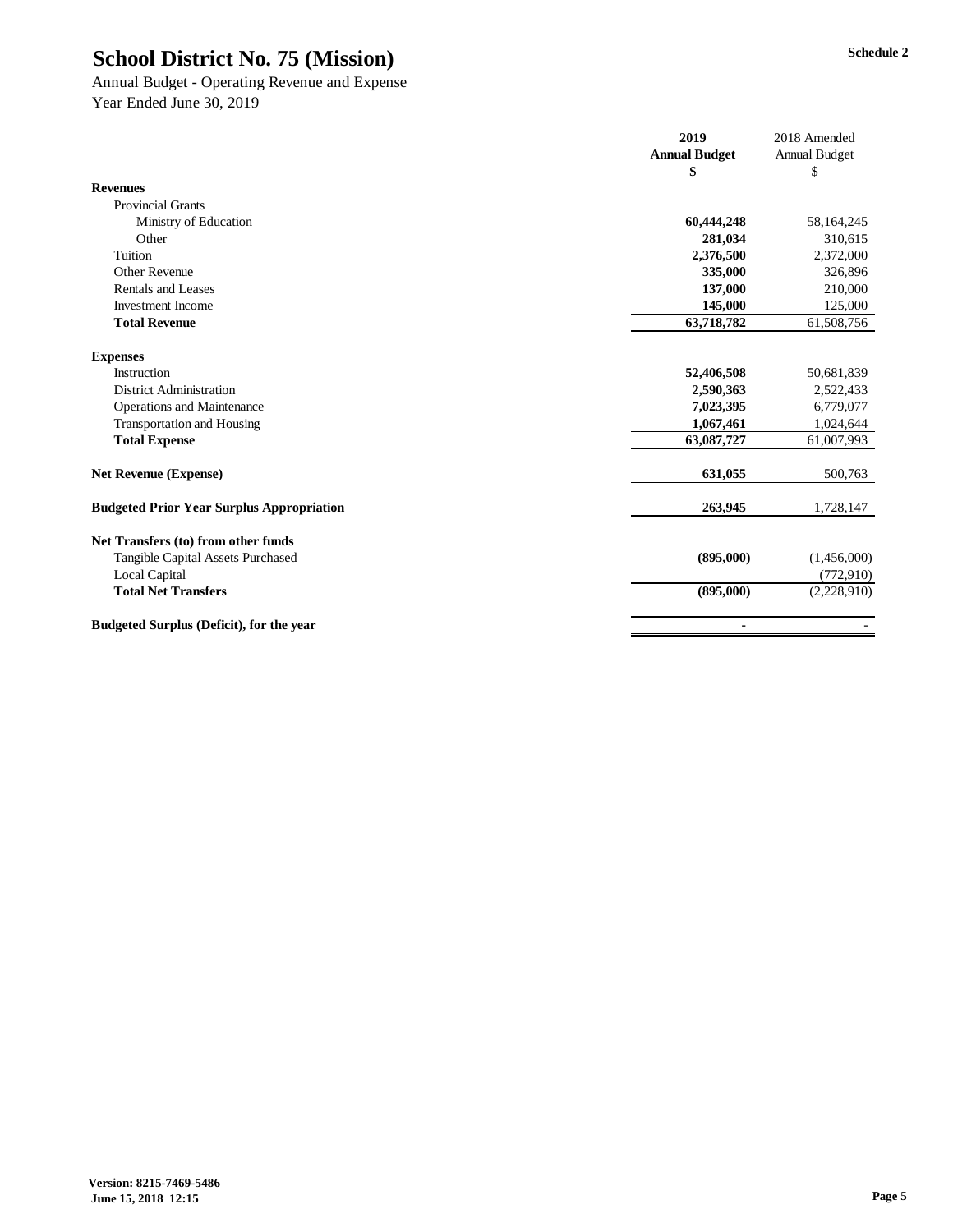# School District No. 75 (Mission)

**Schedule 2**

Annual Budget - Operating Revenue and Expense
Year Ended June 30, 2019

| | 2019 Annual Budget | 2018 Amended Annual Budget |
|---|---|---|
| | $ | $ |
| **Revenues** | | |
| Provincial Grants | | |
| Ministry of Education | **60,444,248** | 58,164,245 |
| Other | **281,034** | 310,615 |
| Tuition | **2,376,500** | 2,372,000 |
| Other Revenue | **335,000** | 326,896 |
| Rentals and Leases | **137,000** | 210,000 |
| Investment Income | **145,000** | 125,000 |
| **Total Revenue** | **63,718,782** | 61,508,756 |
| | | |
| **Expenses** | | |
| Instruction | **52,406,508** | 50,681,839 |
| District Administration | **2,590,363** | 2,522,433 |
| Operations and Maintenance | **7,023,395** | 6,779,077 |
| Transportation and Housing | **1,067,461** | 1,024,644 |
| **Total Expense** | **63,087,727** | 61,007,993 |
| | | |
| **Net Revenue (Expense)** | **631,055** | 500,763 |
| | | |
| **Budgeted Prior Year Surplus Appropriation** | **263,945** | 1,728,147 |
| | | |
| **Net Transfers (to) from other funds** | | |
| Tangible Capital Assets Purchased | **(895,000)** | (1,456,000) |
| Local Capital | | (772,910) |
| **Total Net Transfers** | **(895,000)** | (2,228,910) |
| | | |
| **Budgeted Surplus (Deficit), for the year** | **-** | - |

**Version: 8215-7469-5486**
**June 15, 2018 12:15**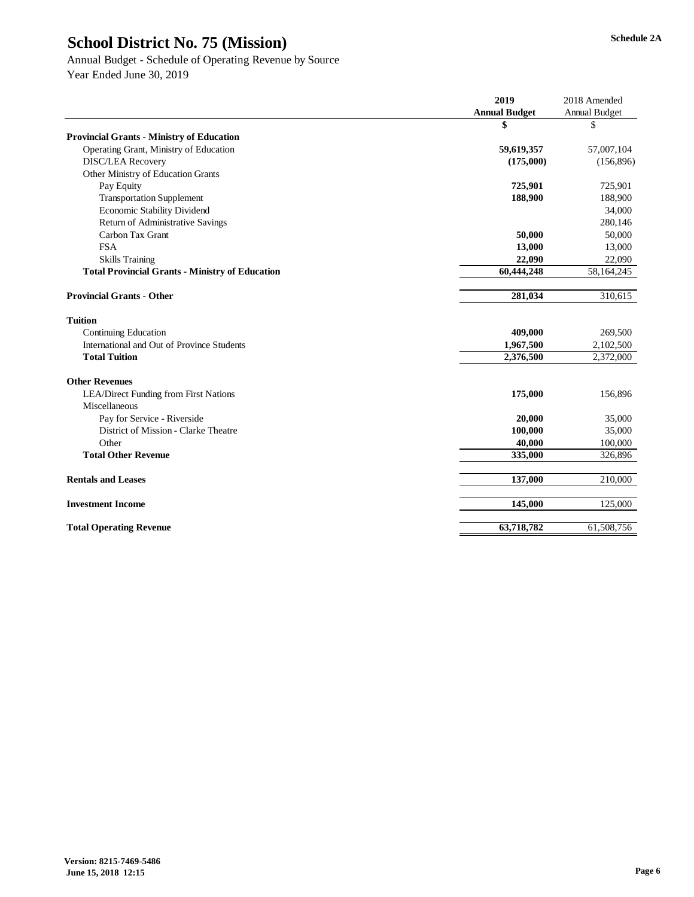# School District No. 75 (Mission)

Schedule 2A

Annual Budget - Schedule of Operating Revenue by Source
Year Ended June 30, 2019

| | 2019 Annual Budget | 2018 Amended Annual Budget |
|---|---|---|
| | $ | $ |
| **Provincial Grants - Ministry of Education** | | |
| Operating Grant, Ministry of Education | **59,619,357** | 57,007,104 |
| DISC/LEA Recovery | **(175,000)** | (156,896) |
| Other Ministry of Education Grants | | |
| Pay Equity | **725,901** | 725,901 |
| Transportation Supplement | **188,900** | 188,900 |
| Economic Stability Dividend | | 34,000 |
| Return of Administrative Savings | | 280,146 |
| Carbon Tax Grant | **50,000** | 50,000 |
| FSA | **13,000** | 13,000 |
| Skills Training | **22,090** | 22,090 |
| **Total Provincial Grants - Ministry of Education** | **60,444,248** | 58,164,245 |
| | | |
| **Provincial Grants - Other** | **281,034** | 310,615 |
| | | |
| **Tuition** | | |
| Continuing Education | **409,000** | 269,500 |
| International and Out of Province Students | **1,967,500** | 2,102,500 |
| **Total Tuition** | **2,376,500** | 2,372,000 |
| | | |
| **Other Revenues** | | |
| LEA/Direct Funding from First Nations | **175,000** | 156,896 |
| Miscellaneous | | |
| Pay for Service - Riverside | **20,000** | 35,000 |
| District of Mission - Clarke Theatre | **100,000** | 35,000 |
| Other | **40,000** | 100,000 |
| **Total Other Revenue** | **335,000** | 326,896 |
| | | |
| **Rentals and Leases** | **137,000** | 210,000 |
| | | |
| **Investment Income** | **145,000** | 125,000 |
| | | |
| **Total Operating Revenue** | **63,718,782** | 61,508,756 |

**Version: 8215-7469-5486**
**June 15, 2018 12:15**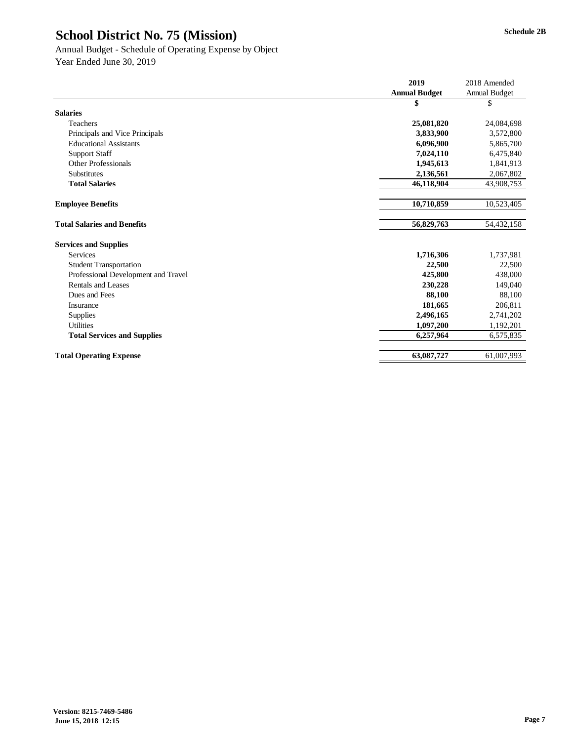# School District No. 75 (Mission)

Schedule 2B

Annual Budget - Schedule of Operating Expense by Object

Year Ended June 30, 2019

| | 2019 Annual Budget | 2018 Amended Annual Budget |
|---|---|---|
| | $ | $ |
| **Salaries** | | |
| Teachers | **25,081,820** | 24,084,698 |
| Principals and Vice Principals | **3,833,900** | 3,572,800 |
| Educational Assistants | **6,096,900** | 5,865,700 |
| Support Staff | **7,024,110** | 6,475,840 |
| Other Professionals | **1,945,613** | 1,841,913 |
| Substitutes | **2,136,561** | 2,067,802 |
| **Total Salaries** | **46,118,904** | 43,908,753 |
| | | |
| **Employee Benefits** | **10,710,859** | 10,523,405 |
| | | |
| **Total Salaries and Benefits** | **56,829,763** | 54,432,158 |
| | | |
| **Services and Supplies** | | |
| Services | **1,716,306** | 1,737,981 |
| Student Transportation | **22,500** | 22,500 |
| Professional Development and Travel | **425,800** | 438,000 |
| Rentals and Leases | **230,228** | 149,040 |
| Dues and Fees | **88,100** | 88,100 |
| Insurance | **181,665** | 206,811 |
| Supplies | **2,496,165** | 2,741,202 |
| Utilities | **1,097,200** | 1,192,201 |
| **Total Services and Supplies** | **6,257,964** | 6,575,835 |
| | | |
| **Total Operating Expense** | **63,087,727** | 61,007,993 |

**Version: 8215-7469-5486**
**June 15, 2018 12:15**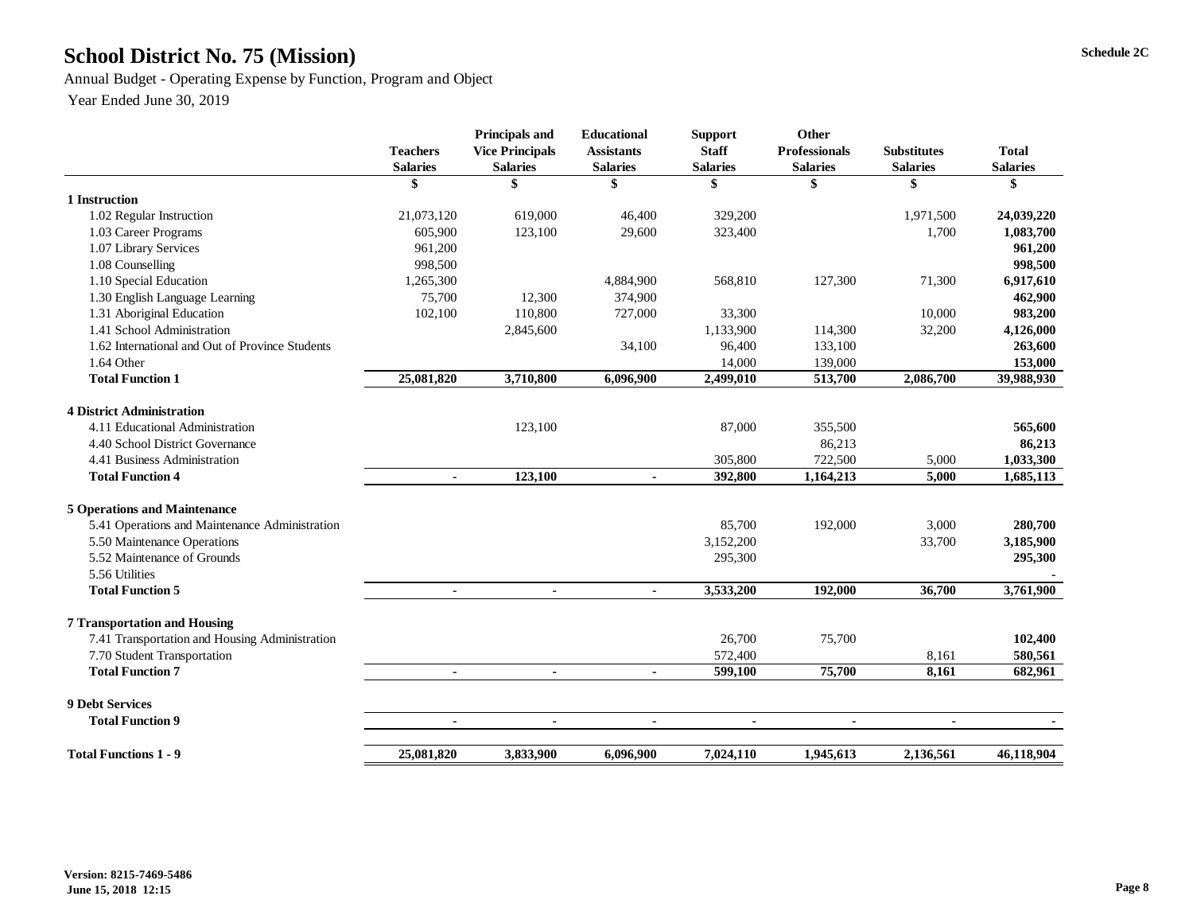# School District No. 75 (Mission)

Schedule 2C

Annual Budget - Operating Expense by Function, Program and Object

Year Ended June 30, 2019

| | Teachers Salaries | Principals and Vice Principals Salaries | Educational Assistants Salaries | Support Staff Salaries | Other Professionals Salaries | Substitutes Salaries | Total Salaries |
|---|---|---|---|---|---|---|---|
| | $ | $ | $ | $ | $ | $ | $ |
| **1 Instruction** | | | | | | | |
| 1.02 Regular Instruction | 21,073,120 | 619,000 | 46,400 | 329,200 | | 1,971,500 | **24,039,220** |
| 1.03 Career Programs | 605,900 | 123,100 | 29,600 | 323,400 | | 1,700 | **1,083,700** |
| 1.07 Library Services | 961,200 | | | | | | **961,200** |
| 1.08 Counselling | 998,500 | | | | | | **998,500** |
| 1.10 Special Education | 1,265,300 | | 4,884,900 | 568,810 | 127,300 | 71,300 | **6,917,610** |
| 1.30 English Language Learning | 75,700 | 12,300 | 374,900 | | | | **462,900** |
| 1.31 Aboriginal Education | 102,100 | 110,800 | 727,000 | 33,300 | | 10,000 | **983,200** |
| 1.41 School Administration | | 2,845,600 | | 1,133,900 | 114,300 | 32,200 | **4,126,000** |
| 1.62 International and Out of Province Students | | | 34,100 | 96,400 | 133,100 | | **263,600** |
| 1.64 Other | | | | 14,000 | 139,000 | | **153,000** |
| **Total Function 1** | **25,081,820** | **3,710,800** | **6,096,900** | **2,499,010** | **513,700** | **2,086,700** | **39,988,930** |
| **4 District Administration** | | | | | | | |
| 4.11 Educational Administration | | 123,100 | | 87,000 | 355,500 | | **565,600** |
| 4.40 School District Governance | | | | | 86,213 | | **86,213** |
| 4.41 Business Administration | | | | 305,800 | 722,500 | 5,000 | **1,033,300** |
| **Total Function 4** | **-** | **123,100** | **-** | **392,800** | **1,164,213** | **5,000** | **1,685,113** |
| **5 Operations and Maintenance** | | | | | | | |
| 5.41 Operations and Maintenance Administration | | | | 85,700 | 192,000 | 3,000 | **280,700** |
| 5.50 Maintenance Operations | | | | 3,152,200 | | 33,700 | **3,185,900** |
| 5.52 Maintenance of Grounds | | | | 295,300 | | | **295,300** |
| 5.56 Utilities | | | | | | | **-** |
| **Total Function 5** | **-** | **-** | **-** | **3,533,200** | **192,000** | **36,700** | **3,761,900** |
| **7 Transportation and Housing** | | | | | | | |
| 7.41 Transportation and Housing Administration | | | | 26,700 | 75,700 | | **102,400** |
| 7.70 Student Transportation | | | | 572,400 | | 8,161 | **580,561** |
| **Total Function 7** | **-** | **-** | **-** | **599,100** | **75,700** | **8,161** | **682,961** |
| **9 Debt Services** | | | | | | | |
| **Total Function 9** | **-** | **-** | **-** | **-** | **-** | **-** | **-** |
| **Total Functions 1 - 9** | **25,081,820** | **3,833,900** | **6,096,900** | **7,024,110** | **1,945,613** | **2,136,561** | **46,118,904** |

**Version: 8215-7469-5486**
**June 15, 2018 12:15**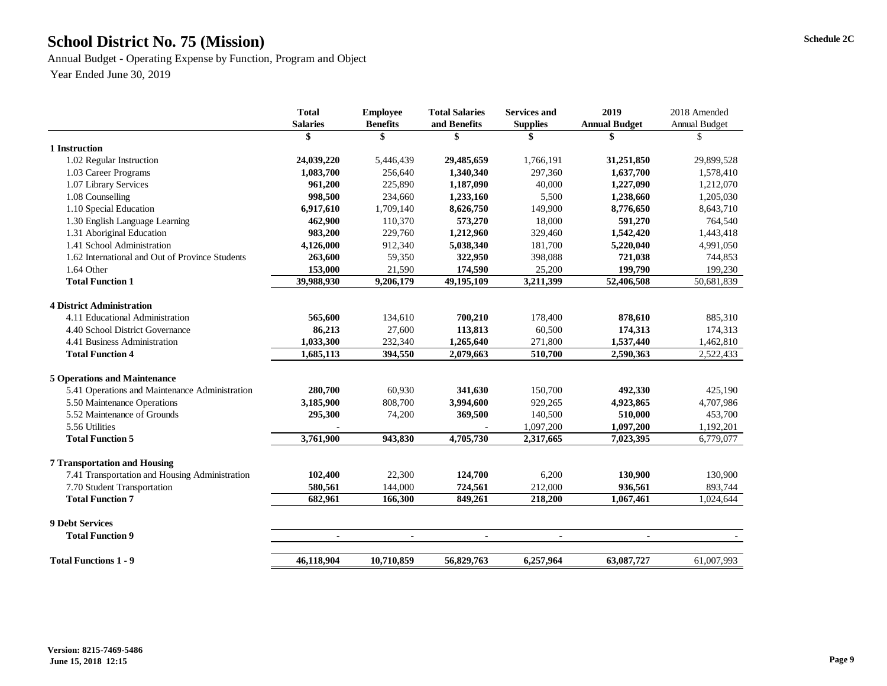# School District No. 75 (Mission)

Schedule 2C

Annual Budget - Operating Expense by Function, Program and Object

Year Ended June 30, 2019

| | Total Salaries | Employee Benefits | Total Salaries and Benefits | Services and Supplies | 2019 Annual Budget | 2018 Amended Annual Budget |
|---|---|---|---|---|---|---|
| | $ | $ | $ | $ | $ | $ |
| **1 Instruction** | | | | | | |
| 1.02 Regular Instruction | **24,039,220** | 5,446,439 | **29,485,659** | 1,766,191 | **31,251,850** | 29,899,528 |
| 1.03 Career Programs | **1,083,700** | 256,640 | **1,340,340** | 297,360 | **1,637,700** | 1,578,410 |
| 1.07 Library Services | **961,200** | 225,890 | **1,187,090** | 40,000 | **1,227,090** | 1,212,070 |
| 1.08 Counselling | **998,500** | 234,660 | **1,233,160** | 5,500 | **1,238,660** | 1,205,030 |
| 1.10 Special Education | **6,917,610** | 1,709,140 | **8,626,750** | 149,900 | **8,776,650** | 8,643,710 |
| 1.30 English Language Learning | **462,900** | 110,370 | **573,270** | 18,000 | **591,270** | 764,540 |
| 1.31 Aboriginal Education | **983,200** | 229,760 | **1,212,960** | 329,460 | **1,542,420** | 1,443,418 |
| 1.41 School Administration | **4,126,000** | 912,340 | **5,038,340** | 181,700 | **5,220,040** | 4,991,050 |
| 1.62 International and Out of Province Students | **263,600** | 59,350 | **322,950** | 398,088 | **721,038** | 744,853 |
| 1.64 Other | **153,000** | 21,590 | **174,590** | 25,200 | **199,790** | 199,230 |
| **Total Function 1** | **39,988,930** | **9,206,179** | **49,195,109** | **3,211,399** | **52,406,508** | 50,681,839 |
| **4 District Administration** | | | | | | |
| 4.11 Educational Administration | **565,600** | 134,610 | **700,210** | 178,400 | **878,610** | 885,310 |
| 4.40 School District Governance | **86,213** | 27,600 | **113,813** | 60,500 | **174,313** | 174,313 |
| 4.41 Business Administration | **1,033,300** | 232,340 | **1,265,640** | 271,800 | **1,537,440** | 1,462,810 |
| **Total Function 4** | **1,685,113** | **394,550** | **2,079,663** | **510,700** | **2,590,363** | 2,522,433 |
| **5 Operations and Maintenance** | | | | | | |
| 5.41 Operations and Maintenance Administration | **280,700** | 60,930 | **341,630** | 150,700 | **492,330** | 425,190 |
| 5.50 Maintenance Operations | **3,185,900** | 808,700 | **3,994,600** | 929,265 | **4,923,865** | 4,707,986 |
| 5.52 Maintenance of Grounds | **295,300** | 74,200 | **369,500** | 140,500 | **510,000** | 453,700 |
| 5.56 Utilities | **-** | | **-** | 1,097,200 | **1,097,200** | 1,192,201 |
| **Total Function 5** | **3,761,900** | **943,830** | **4,705,730** | **2,317,665** | **7,023,395** | 6,779,077 |
| **7 Transportation and Housing** | | | | | | |
| 7.41 Transportation and Housing Administration | **102,400** | 22,300 | **124,700** | 6,200 | **130,900** | 130,900 |
| 7.70 Student Transportation | **580,561** | 144,000 | **724,561** | 212,000 | **936,561** | 893,744 |
| **Total Function 7** | **682,961** | **166,300** | **849,261** | **218,200** | **1,067,461** | 1,024,644 |
| **9 Debt Services** | | | | | | |
| **Total Function 9** | **-** | **-** | **-** | **-** | **-** | - |
| **Total Functions 1 - 9** | **46,118,904** | **10,710,859** | **56,829,763** | **6,257,964** | **63,087,727** | 61,007,993 |

**Version: 8215-7469-5486**
**June 15, 2018 12:15**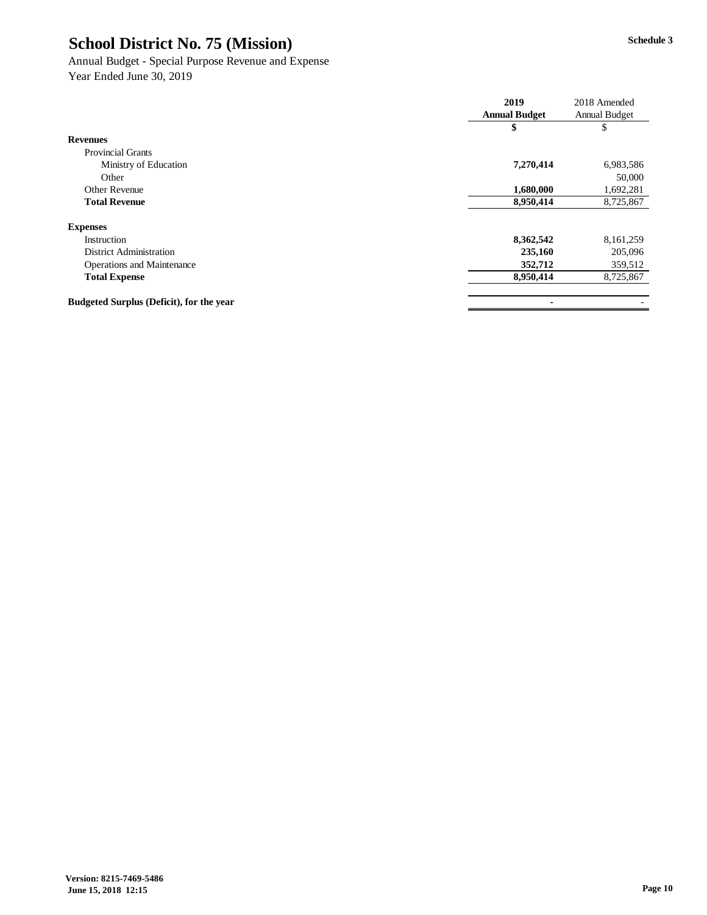# School District No. 75 (Mission)

Schedule 3

Annual Budget - Special Purpose Revenue and Expense
Year Ended June 30, 2019

| | 2019 Annual Budget | 2018 Amended Annual Budget |
|---|---|---|
| | $ | $ |
| **Revenues** | | |
| Provincial Grants | | |
| Ministry of Education | **7,270,414** | 6,983,586 |
| Other | | 50,000 |
| Other Revenue | **1,680,000** | 1,692,281 |
| **Total Revenue** | **8,950,414** | 8,725,867 |
| | | |
| **Expenses** | | |
| Instruction | **8,362,542** | 8,161,259 |
| District Administration | **235,160** | 205,096 |
| Operations and Maintenance | **352,712** | 359,512 |
| **Total Expense** | **8,950,414** | 8,725,867 |
| | | |
| **Budgeted Surplus (Deficit), for the year** | **-** | - |

**Version: 8215-7469-5486**
**June 15, 2018 12:15**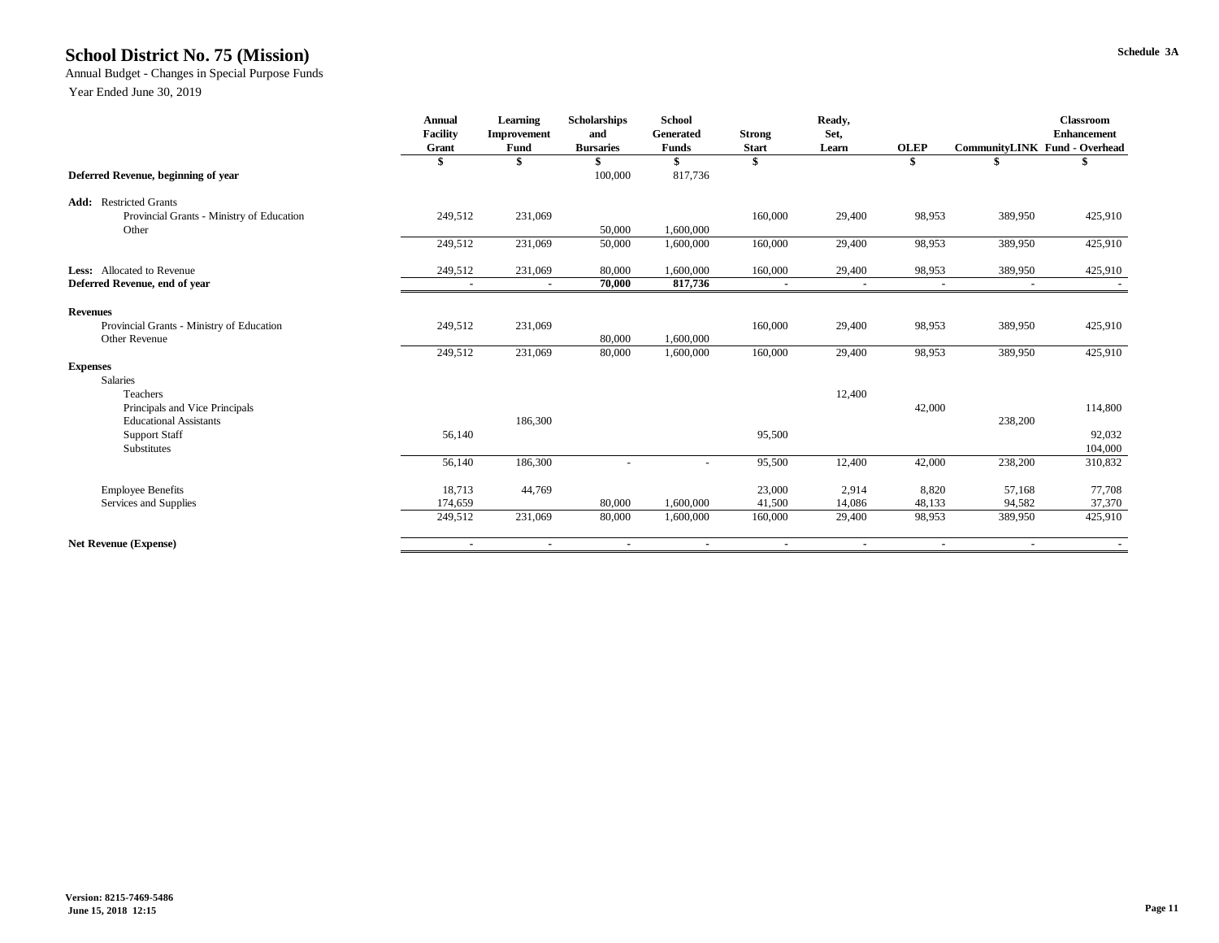# School District No. 75 (Mission)

Schedule 3A

Annual Budget - Changes in Special Purpose Funds

Year Ended June 30, 2019

| | Annual Facility Grant | Learning Improvement Fund | Scholarships and Bursaries | School Generated Funds | Strong Start | Ready, Set, Learn | OLEP | CommunityLINK | Classroom Enhancement Fund - Overhead |
|---|---|---|---|---|---|---|---|---|---|
| | $ | $ | $ | $ | $ | | $ | $ | $ |
| **Deferred Revenue, beginning of year** | | | 100,000 | 817,736 | | | | | |
| **Add:** Restricted Grants | | | | | | | | | |
| Provincial Grants - Ministry of Education | 249,512 | 231,069 | | | 160,000 | 29,400 | 98,953 | 389,950 | 425,910 |
| Other | | | 50,000 | 1,600,000 | | | | | |
| | 249,512 | 231,069 | 50,000 | 1,600,000 | 160,000 | 29,400 | 98,953 | 389,950 | 425,910 |
| **Less:** Allocated to Revenue | 249,512 | 231,069 | 80,000 | 1,600,000 | 160,000 | 29,400 | 98,953 | 389,950 | 425,910 |
| **Deferred Revenue, end of year** | - | - | **70,000** | **817,736** | - | - | - | - | - |
| **Revenues** | | | | | | | | | |
| Provincial Grants - Ministry of Education | 249,512 | 231,069 | | | 160,000 | 29,400 | 98,953 | 389,950 | 425,910 |
| Other Revenue | | | 80,000 | 1,600,000 | | | | | |
| | 249,512 | 231,069 | 80,000 | 1,600,000 | 160,000 | 29,400 | 98,953 | 389,950 | 425,910 |
| **Expenses** | | | | | | | | | |
| Salaries | | | | | | | | | |
| Teachers | | | | | | 12,400 | | | |
| Principals and Vice Principals | | | | | | | 42,000 | | 114,800 |
| Educational Assistants | | 186,300 | | | | | | 238,200 | |
| Support Staff | 56,140 | | | | 95,500 | | | | 92,032 |
| Substitutes | | | | | | | | | 104,000 |
| | 56,140 | 186,300 | - | - | 95,500 | 12,400 | 42,000 | 238,200 | 310,832 |
| Employee Benefits | 18,713 | 44,769 | | | 23,000 | 2,914 | 8,820 | 57,168 | 77,708 |
| Services and Supplies | 174,659 | | 80,000 | 1,600,000 | 41,500 | 14,086 | 48,133 | 94,582 | 37,370 |
| | 249,512 | 231,069 | 80,000 | 1,600,000 | 160,000 | 29,400 | 98,953 | 389,950 | 425,910 |
| **Net Revenue (Expense)** | - | - | - | - | - | - | - | - | - |

**Version: 8215-7469-5486**
**June 15, 2018 12:15**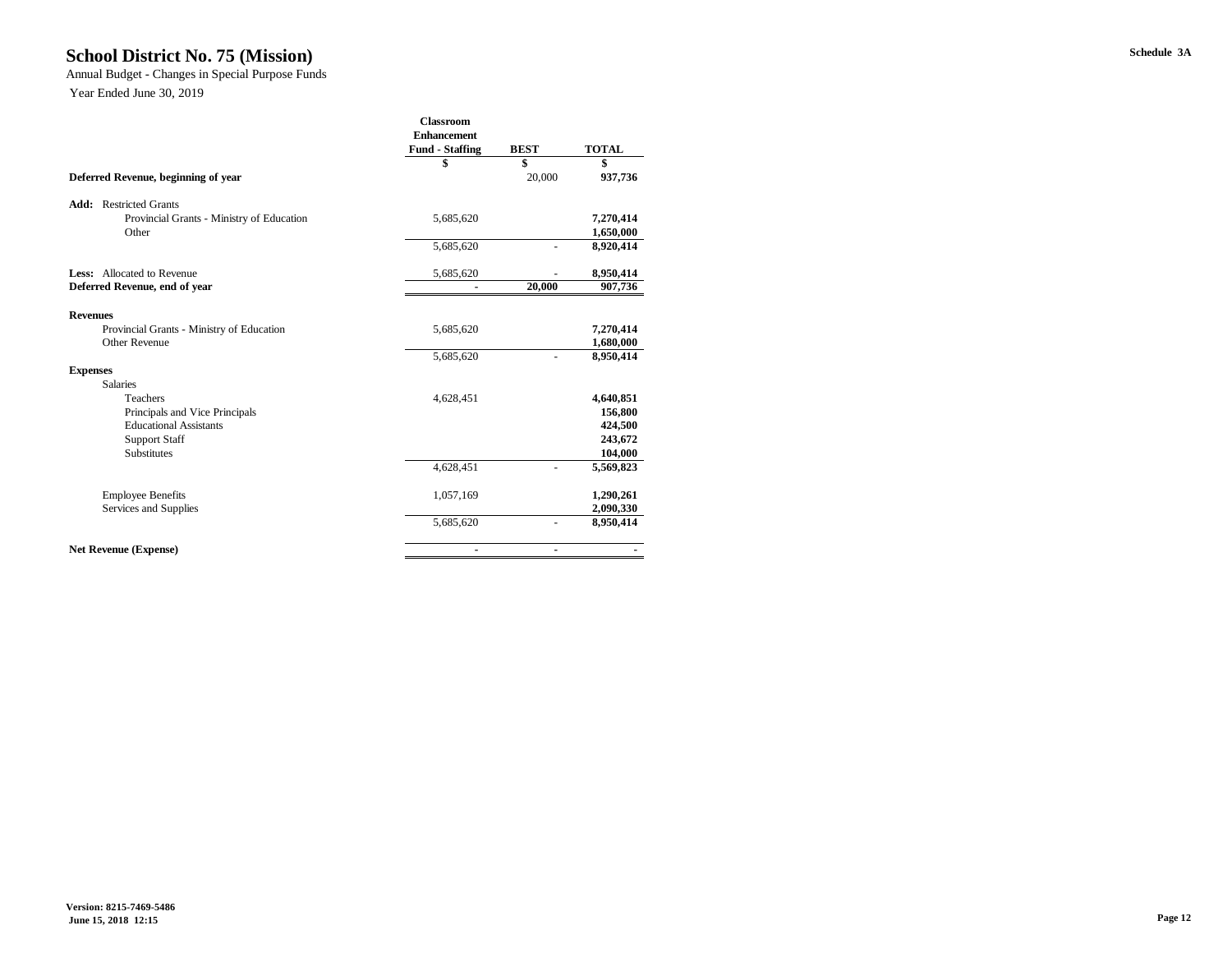# School District No. 75 (Mission)

Annual Budget - Changes in Special Purpose Funds

Year Ended June 30, 2019

Schedule 3A

| | Classroom Enhancement Fund - Staffing | BEST | TOTAL |
|---|---|---|---|
| | $ | $ | $ |
| **Deferred Revenue, beginning of year** | | 20,000 | **937,736** |
| | | | |
| **Add:** Restricted Grants | | | |
| Provincial Grants - Ministry of Education | 5,685,620 | | **7,270,414** |
| Other | | | **1,650,000** |
| | 5,685,620 | - | **8,920,414** |
| | | | |
| **Less:** Allocated to Revenue | 5,685,620 | - | **8,950,414** |
| **Deferred Revenue, end of year** | **-** | **20,000** | **907,736** |
| | | | |
| **Revenues** | | | |
| Provincial Grants - Ministry of Education | 5,685,620 | | **7,270,414** |
| Other Revenue | | | **1,680,000** |
| | 5,685,620 | - | **8,950,414** |
| **Expenses** | | | |
| Salaries | | | |
| Teachers | 4,628,451 | | **4,640,851** |
| Principals and Vice Principals | | | **156,800** |
| Educational Assistants | | | **424,500** |
| Support Staff | | | **243,672** |
| Substitutes | | | **104,000** |
| | 4,628,451 | - | **5,569,823** |
| | | | |
| Employee Benefits | 1,057,169 | | **1,290,261** |
| Services and Supplies | | | **2,090,330** |
| | 5,685,620 | - | **8,950,414** |
| | | | |
| **Net Revenue (Expense)** | **-** | **-** | **-** |

**Version: 8215-7469-5486**
**June 15, 2018 12:15**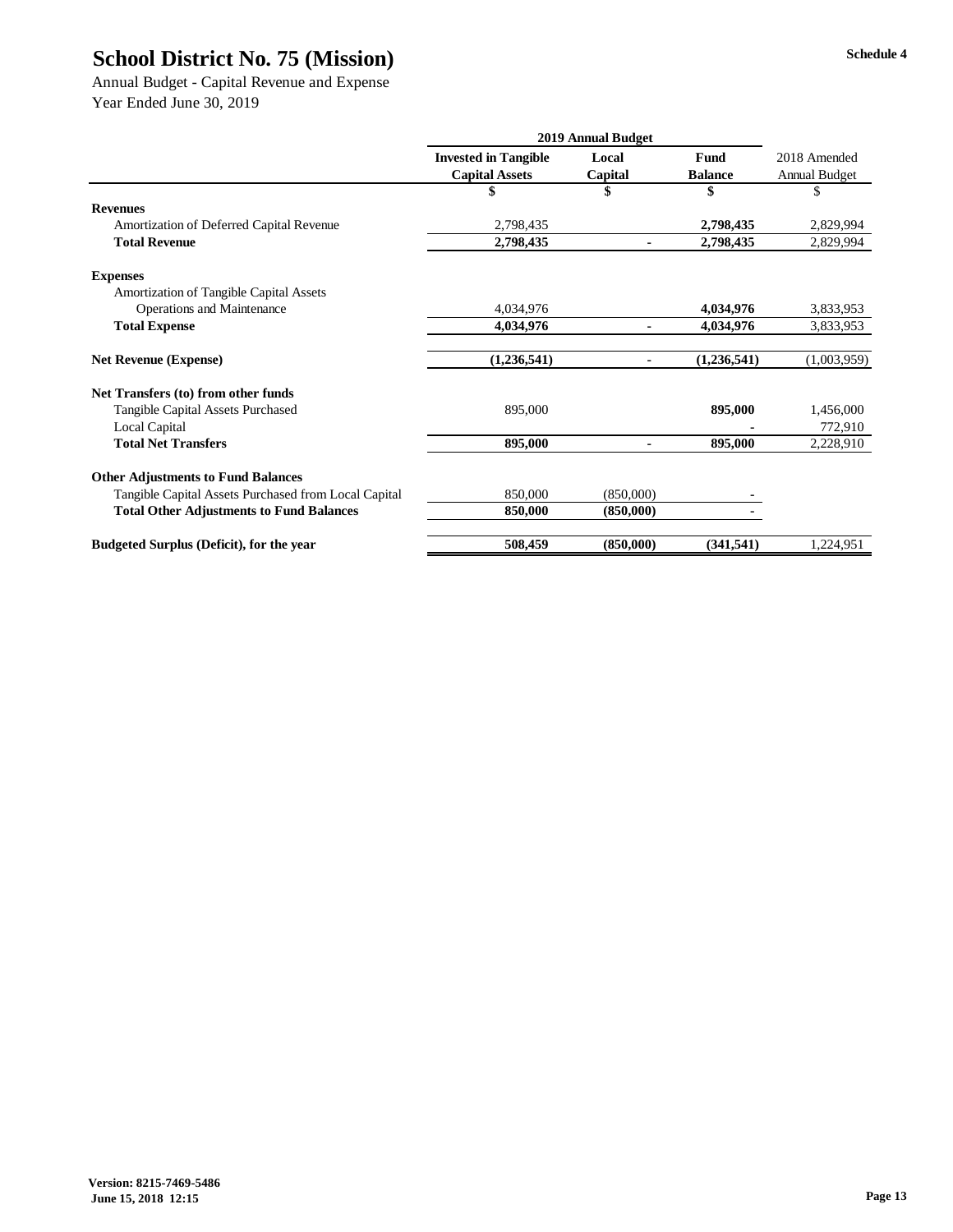# School District No. 75 (Mission)

Schedule 4

Annual Budget - Capital Revenue and Expense
Year Ended June 30, 2019

| | 2019 Annual Budget | | | |
|---|---|---|---|---|
| | Invested in Tangible Capital Assets | Local Capital | Fund Balance | 2018 Amended Annual Budget |
| | $ | $ | $ | $ |
| **Revenues** | | | | |
| Amortization of Deferred Capital Revenue | 2,798,435 | | **2,798,435** | 2,829,994 |
| **Total Revenue** | **2,798,435** | **-** | **2,798,435** | 2,829,994 |
| **Expenses** | | | | |
| Amortization of Tangible Capital Assets | | | | |
| Operations and Maintenance | 4,034,976 | | **4,034,976** | 3,833,953 |
| **Total Expense** | **4,034,976** | **-** | **4,034,976** | 3,833,953 |
| **Net Revenue (Expense)** | **(1,236,541)** | **-** | **(1,236,541)** | (1,003,959) |
| **Net Transfers (to) from other funds** | | | | |
| Tangible Capital Assets Purchased | 895,000 | | **895,000** | 1,456,000 |
| Local Capital | | | **-** | 772,910 |
| **Total Net Transfers** | **895,000** | **-** | **895,000** | 2,228,910 |
| **Other Adjustments to Fund Balances** | | | | |
| Tangible Capital Assets Purchased from Local Capital | 850,000 | (850,000) | - | |
| **Total Other Adjustments to Fund Balances** | **850,000** | **(850,000)** | **-** | |
| **Budgeted Surplus (Deficit), for the year** | **508,459** | **(850,000)** | **(341,541)** | 1,224,951 |

**Version: 8215-7469-5486**
**June 15, 2018 12:15**